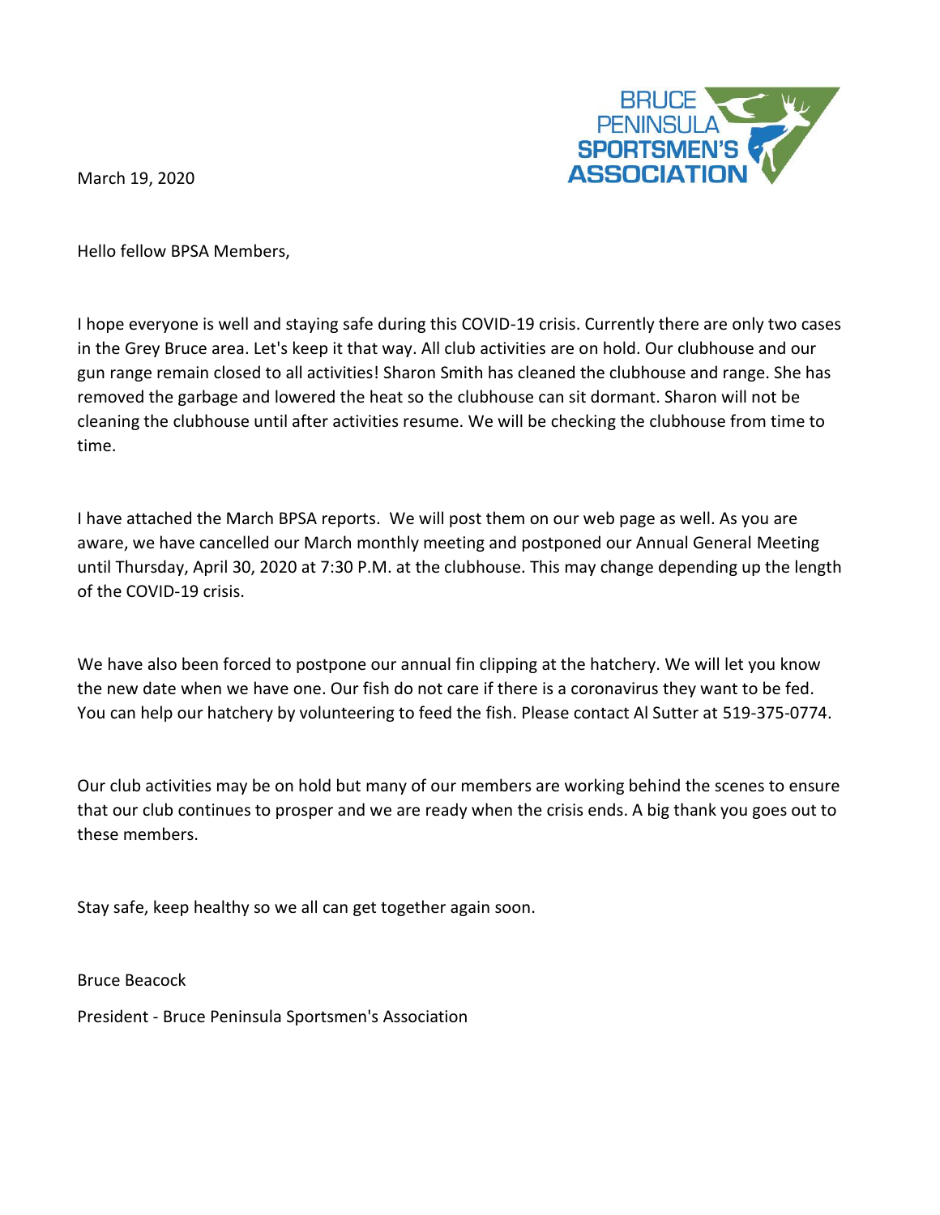BRUCE PENINSULA SPORTSMEN'S ASSOCIATION

March 19, 2020

Hello fellow BPSA Members,

I hope everyone is well and staying safe during this COVID-19 crisis. Currently there are only two cases in the Grey Bruce area. Let's keep it that way. All club activities are on hold. Our clubhouse and our gun range remain closed to all activities! Sharon Smith has cleaned the clubhouse and range. She has removed the garbage and lowered the heat so the clubhouse can sit dormant. Sharon will not be cleaning the clubhouse until after activities resume. We will be checking the clubhouse from time to time.

I have attached the March BPSA reports. We will post them on our web page as well. As you are aware, we have cancelled our March monthly meeting and postponed our Annual General Meeting until Thursday, April 30, 2020 at 7:30 P.M. at the clubhouse. This may change depending up the length of the COVID-19 crisis.

We have also been forced to postpone our annual fin clipping at the hatchery. We will let you know the new date when we have one. Our fish do not care if there is a coronavirus they want to be fed. You can help our hatchery by volunteering to feed the fish. Please contact Al Sutter at 519-375-0774.

Our club activities may be on hold but many of our members are working behind the scenes to ensure that our club continues to prosper and we are ready when the crisis ends. A big thank you goes out to these members.

Stay safe, keep healthy so we all can get together again soon.

Bruce Beacock

President - Bruce Peninsula Sportsmen's Association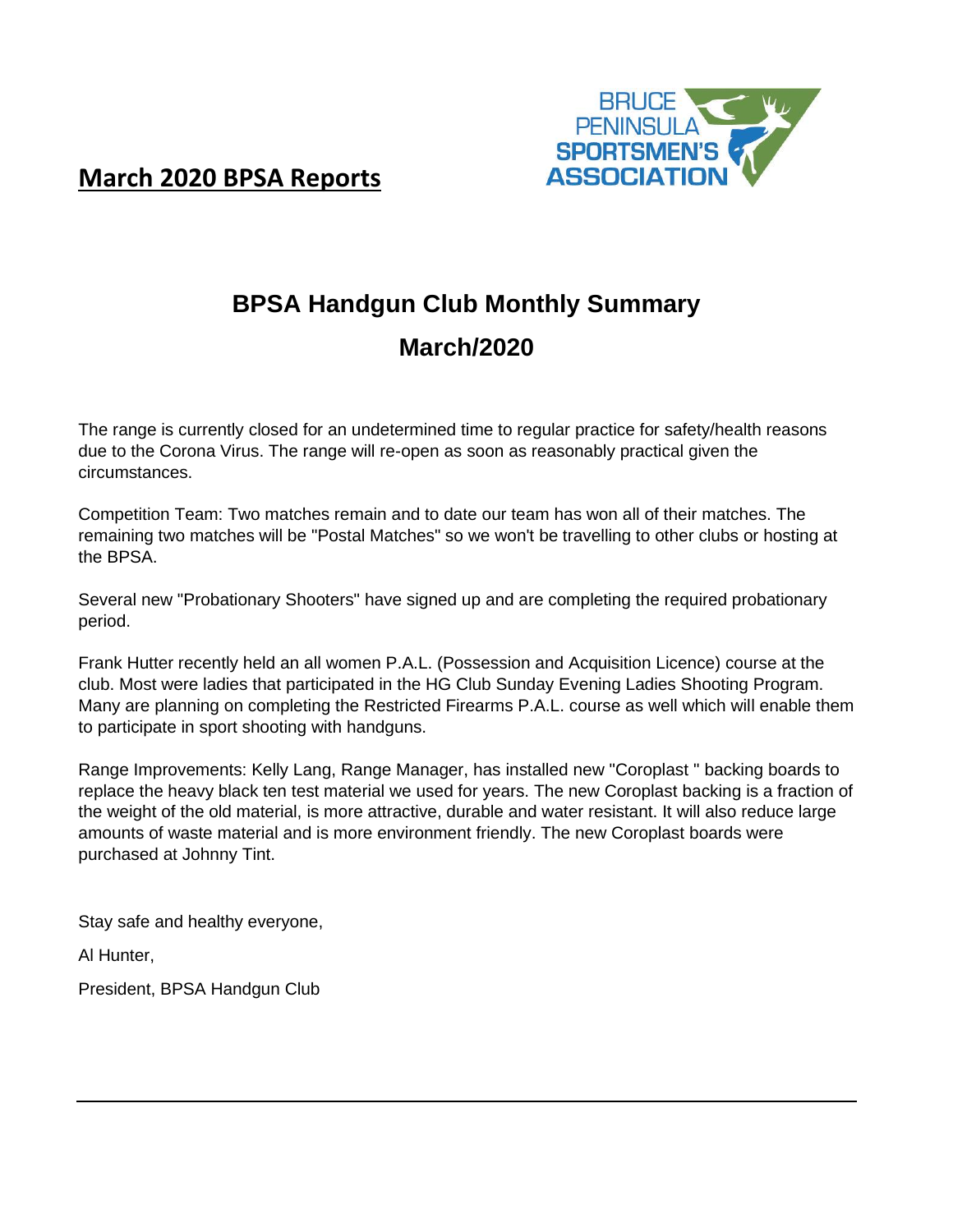# March 2020 BPSA Reports

## BPSA Handgun Club Monthly Summary

## March/2020

The range is currently closed for an undetermined time to regular practice for safety/health reasons due to the Corona Virus. The range will re-open as soon as reasonably practical given the circumstances.

Competition Team: Two matches remain and to date our team has won all of their matches. The remaining two matches will be "Postal Matches" so we won't be travelling to other clubs or hosting at the BPSA.

Several new "Probationary Shooters" have signed up and are completing the required probationary period.

Frank Hutter recently held an all women P.A.L. (Possession and Acquisition Licence) course at the club. Most were ladies that participated in the HG Club Sunday Evening Ladies Shooting Program. Many are planning on completing the Restricted Firearms P.A.L. course as well which will enable them to participate in sport shooting with handguns.

Range Improvements: Kelly Lang, Range Manager, has installed new "Coroplast " backing boards to replace the heavy black ten test material we used for years. The new Coroplast backing is a fraction of the weight of the old material, is more attractive, durable and water resistant. It will also reduce large amounts of waste material and is more environment friendly. The new Coroplast boards were purchased at Johnny Tint.

Stay safe and healthy everyone,

Al Hunter,

President, BPSA Handgun Club

---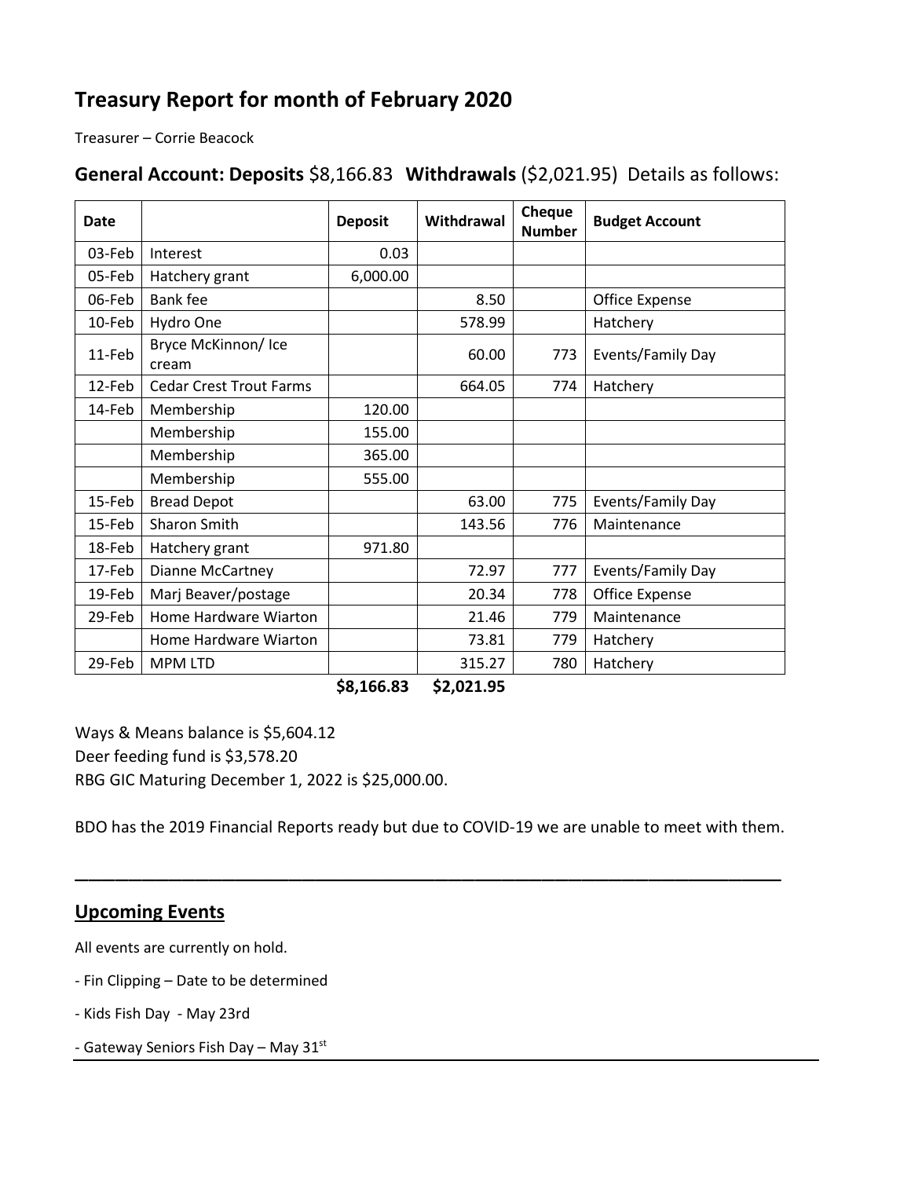# Treasury Report for month of February 2020

Treasurer – Corrie Beacock

**General Account: Deposits** $8,166.83 **Withdrawals** ($2,021.95) Details as follows:

| Date | | Deposit | Withdrawal | Cheque Number | Budget Account |
|---|---|---|---|---|---|
| 03-Feb | Interest | 0.03 | | | |
| 05-Feb | Hatchery grant | 6,000.00 | | | |
| 06-Feb | Bank fee | | 8.50 | | Office Expense |
| 10-Feb | Hydro One | | 578.99 | | Hatchery |
| 11-Feb | Bryce McKinnon/ Ice cream | | 60.00 | 773 | Events/Family Day |
| 12-Feb | Cedar Crest Trout Farms | | 664.05 | 774 | Hatchery |
| 14-Feb | Membership | 120.00 | | | |
| | Membership | 155.00 | | | |
| | Membership | 365.00 | | | |
| | Membership | 555.00 | | | |
| 15-Feb | Bread Depot | | 63.00 | 775 | Events/Family Day |
| 15-Feb | Sharon Smith | | 143.56 | 776 | Maintenance |
| 18-Feb | Hatchery grant | 971.80 | | | |
| 17-Feb | Dianne McCartney | | 72.97 | 777 | Events/Family Day |
| 19-Feb | Marj Beaver/postage | | 20.34 | 778 | Office Expense |
| 29-Feb | Home Hardware Wiarton | | 21.46 | 779 | Maintenance |
| | Home Hardware Wiarton | | 73.81 | 779 | Hatchery |
| 29-Feb | MPM LTD | | 315.27 | 780 | Hatchery |
| | | **$8,166.83** | **$2,021.95** | | |

Ways & Means balance is $5,604.12
Deer feeding fund is $3,578.20
RBG GIC Maturing December 1, 2022 is $25,000.00.

BDO has the 2019 Financial Reports ready but due to COVID-19 we are unable to meet with them.

---

## Upcoming Events

All events are currently on hold.

- Fin Clipping – Date to be determined
- Kids Fish Day - May 23rd
- Gateway Seniors Fish Day – May 31st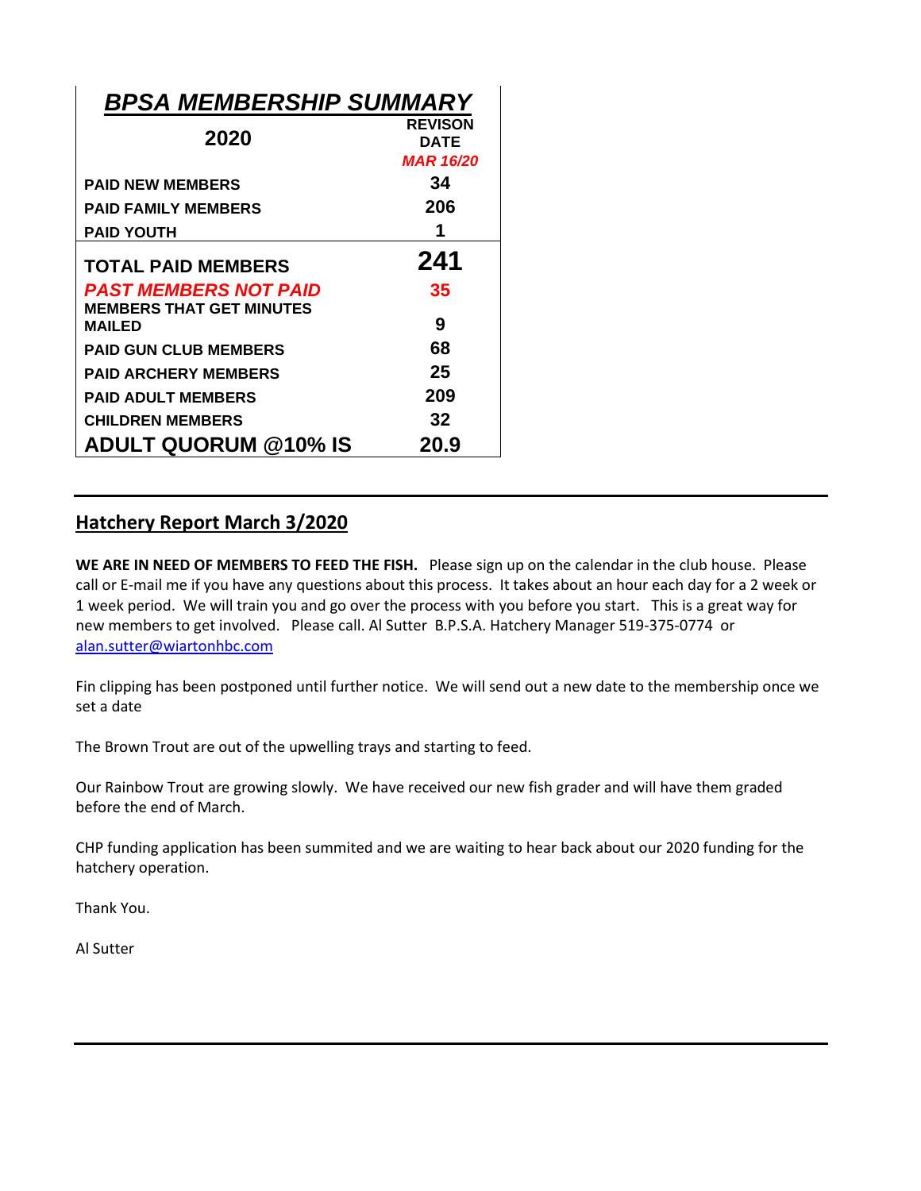## *BPSA MEMBERSHIP SUMMARY*

| 2020 | REVISON DATE *MAR 16/20* |
|---|---|
| PAID NEW MEMBERS | 34 |
| PAID FAMILY MEMBERS | 206 |
| PAID YOUTH | 1 |
| **TOTAL PAID MEMBERS** | **241** |
| *PAST MEMBERS NOT PAID* | 35 |
| MEMBERS THAT GET MINUTES MAILED | 9 |
| PAID GUN CLUB MEMBERS | 68 |
| PAID ARCHERY MEMBERS | 25 |
| PAID ADULT MEMBERS | 209 |
| CHILDREN MEMBERS | 32 |
| **ADULT QUORUM @10% IS** | **20.9** |

---

## Hatchery Report March 3/2020

**WE ARE IN NEED OF MEMBERS TO FEED THE FISH.** Please sign up on the calendar in the club house. Please call or E-mail me if you have any questions about this process. It takes about an hour each day for a 2 week or 1 week period. We will train you and go over the process with you before you start. This is a great way for new members to get involved. Please call. Al Sutter B.P.S.A. Hatchery Manager 519-375-0774 or alan.sutter@wiartonhbc.com

Fin clipping has been postponed until further notice. We will send out a new date to the membership once we set a date

The Brown Trout are out of the upwelling trays and starting to feed.

Our Rainbow Trout are growing slowly. We have received our new fish grader and will have them graded before the end of March.

CHP funding application has been summited and we are waiting to hear back about our 2020 funding for the hatchery operation.

Thank You.

Al Sutter

---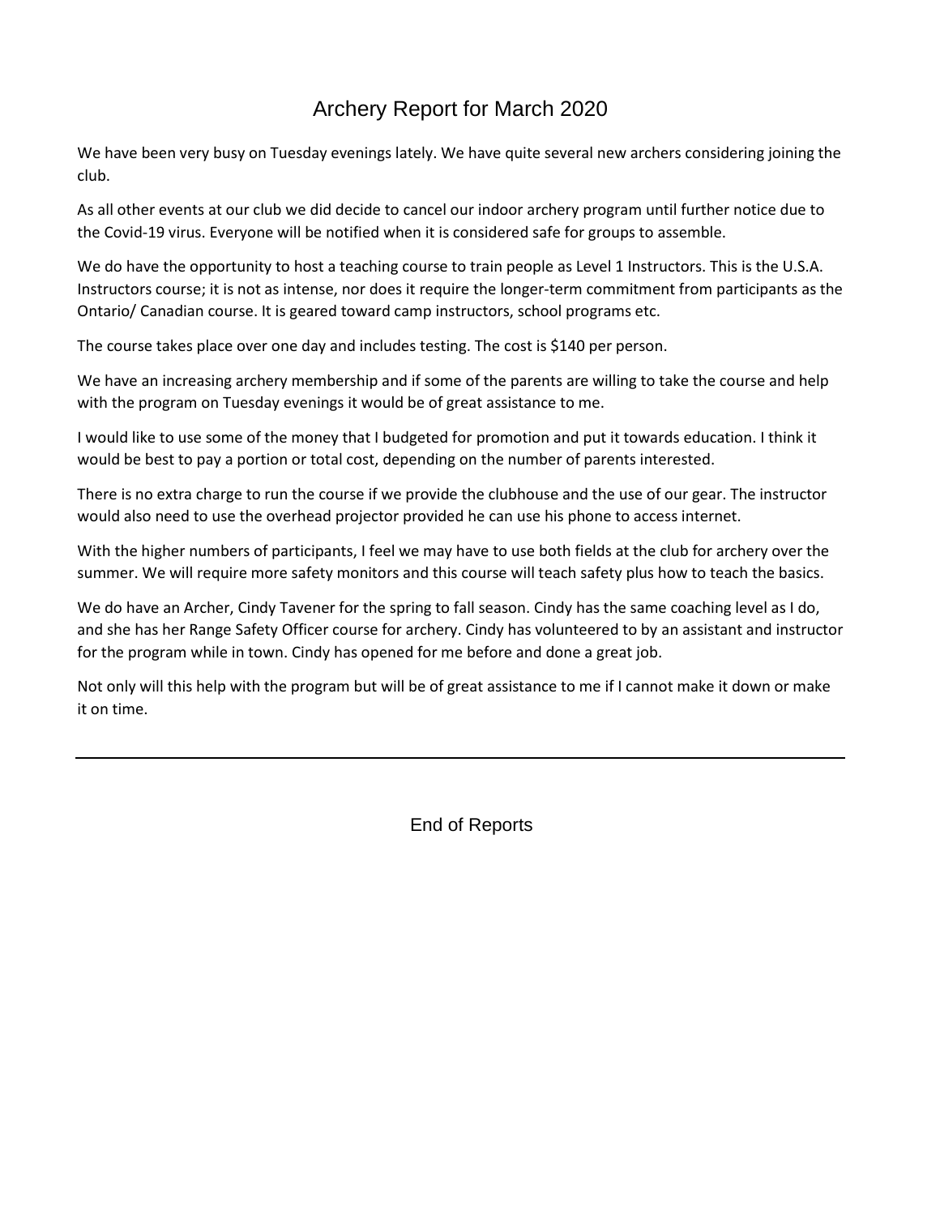# Archery Report for March 2020

We have been very busy on Tuesday evenings lately. We have quite several new archers considering joining the club.

As all other events at our club we did decide to cancel our indoor archery program until further notice due to the Covid-19 virus. Everyone will be notified when it is considered safe for groups to assemble.

We do have the opportunity to host a teaching course to train people as Level 1 Instructors. This is the U.S.A. Instructors course; it is not as intense, nor does it require the longer-term commitment from participants as the Ontario/ Canadian course. It is geared toward camp instructors, school programs etc.

The course takes place over one day and includes testing. The cost is $140 per person.

We have an increasing archery membership and if some of the parents are willing to take the course and help with the program on Tuesday evenings it would be of great assistance to me.

I would like to use some of the money that I budgeted for promotion and put it towards education. I think it would be best to pay a portion or total cost, depending on the number of parents interested.

There is no extra charge to run the course if we provide the clubhouse and the use of our gear. The instructor would also need to use the overhead projector provided he can use his phone to access internet.

With the higher numbers of participants, I feel we may have to use both fields at the club for archery over the summer. We will require more safety monitors and this course will teach safety plus how to teach the basics.

We do have an Archer, Cindy Tavener for the spring to fall season. Cindy has the same coaching level as I do, and she has her Range Safety Officer course for archery. Cindy has volunteered to by an assistant and instructor for the program while in town. Cindy has opened for me before and done a great job.

Not only will this help with the program but will be of great assistance to me if I cannot make it down or make it on time.

---

End of Reports